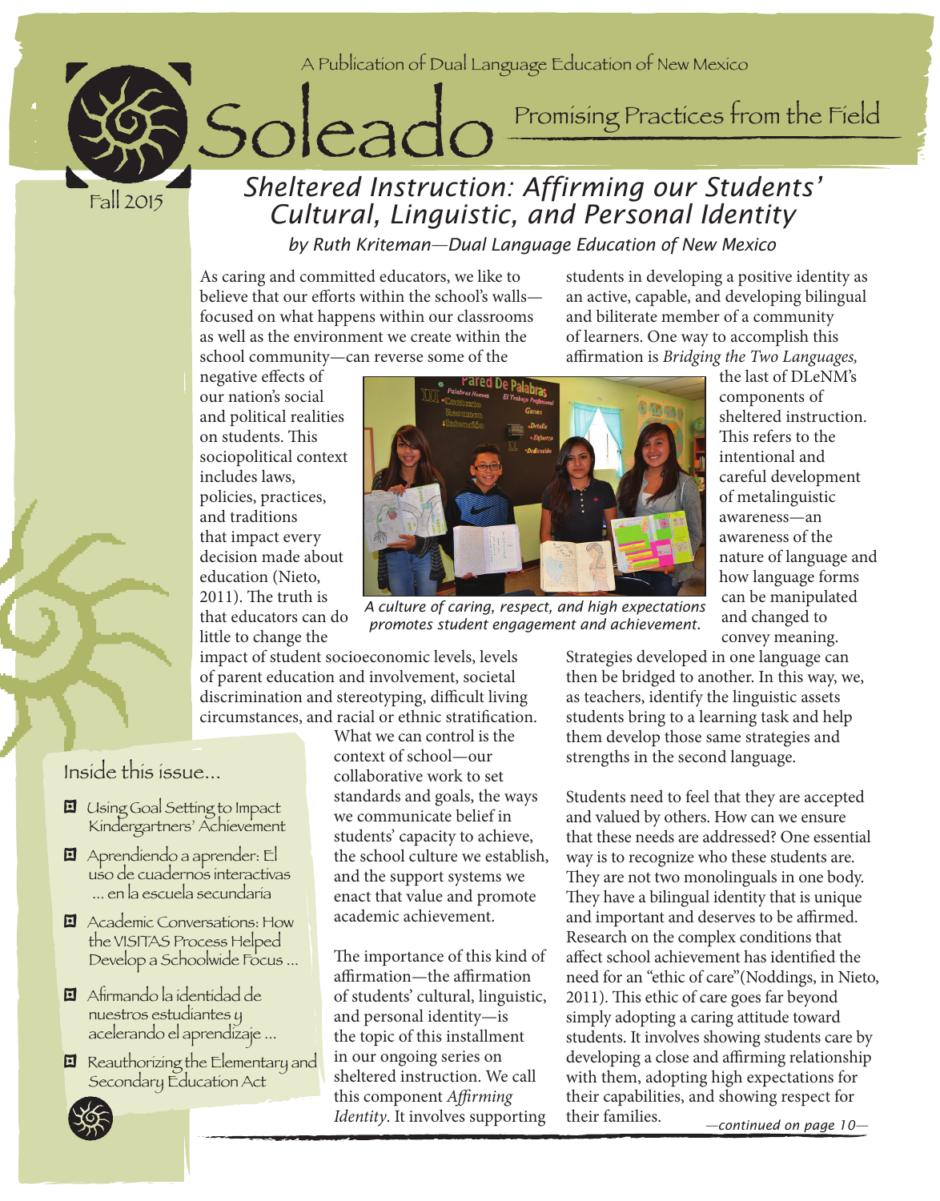A Publication of Dual Language Education of New Mexico

# Soleado

Promising Practices from the Field

Fall 2015

## Sheltered Instruction: Affirming our Students' Cultural, Linguistic, and Personal Identity

*by Ruth Kriteman—Dual Language Education of New Mexico*

As caring and committed educators, we like to believe that our efforts within the school's walls—focused on what happens within our classrooms as well as the environment we create within the school community—can reverse some of the negative effects of our nation's social and political realities on students. This sociopolitical context includes laws, policies, practices, and traditions that impact every decision made about education (Nieto, 2011). The truth is that educators can do little to change the impact of student socioeconomic levels, levels of parent education and involvement, societal discrimination and stereotyping, difficult living circumstances, and racial or ethnic stratification. What we can control is the context of school—our collaborative work to set standards and goals, the ways we communicate belief in students' capacity to achieve, the school culture we establish, and the support systems we enact that value and promote academic achievement.

The importance of this kind of affirmation—the affirmation of students' cultural, linguistic, and personal identity—is the topic of this installment in our ongoing series on sheltered instruction. We call this component *Affirming Identity*. It involves supporting students in developing a positive identity as an active, capable, and developing bilingual and biliterate member of a community of learners. One way to accomplish this affirmation is *Bridging the Two Languages,* the last of DLeNM's components of sheltered instruction. This refers to the intentional and careful development of metalinguistic awareness—an awareness of the nature of language and how language forms can be manipulated and changed to convey meaning.

*A culture of caring, respect, and high expectations promotes student engagement and achievement.*

Strategies developed in one language can then be bridged to another. In this way, we, as teachers, identify the linguistic assets students bring to a learning task and help them develop those same strategies and strengths in the second language.

Students need to feel that they are accepted and valued by others. How can we ensure that these needs are addressed? One essential way is to recognize who these students are. They are not two monolinguals in one body. They have a bilingual identity that is unique and important and deserves to be affirmed. Research on the complex conditions that affect school achievement has identified the need for an "ethic of care"(Noddings, in Nieto, 2011). This ethic of care goes far beyond simply adopting a caring attitude toward students. It involves showing students care by developing a close and affirming relationship with them, adopting high expectations for their capabilities, and showing respect for their families.

*—continued on page 10—*

### Inside this issue...

- Using Goal Setting to Impact Kindergartners' Achievement
- Aprendiendo a aprender: El uso de cuadernos interactivas ... en la escuela secundaria
- Academic Conversations: How the VISITAS Process Helped Develop a Schoolwide Focus ...
- Afirmando la identidad de nuestros estudiantes y acelerando el aprendizaje ...
- Reauthorizing the Elementary and Secondary Education Act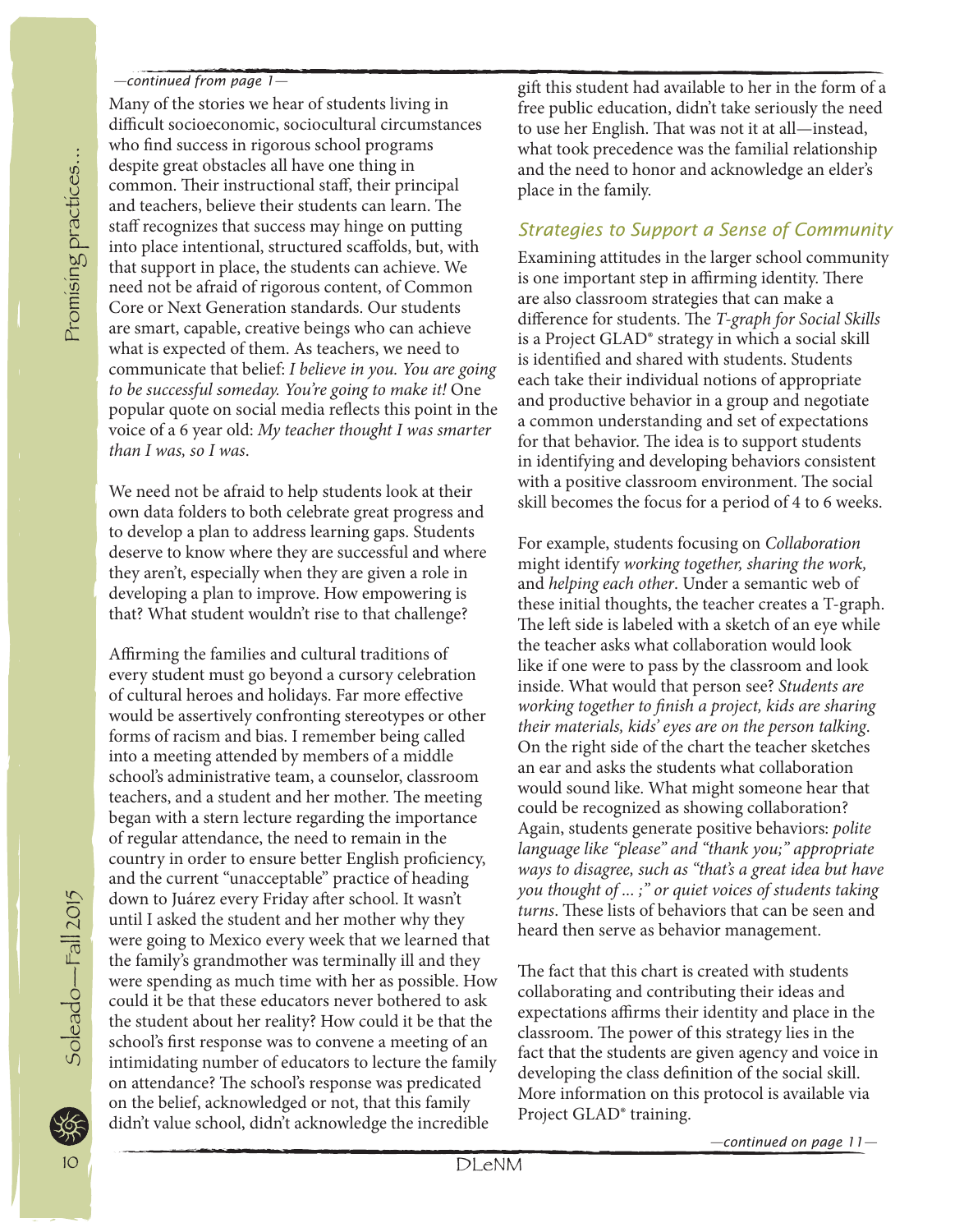*—continued from page 1—*

Many of the stories we hear of students living in difficult socioeconomic, sociocultural circumstances who find success in rigorous school programs despite great obstacles all have one thing in common. Their instructional staff, their principal and teachers, believe their students can learn. The staff recognizes that success may hinge on putting into place intentional, structured scaffolds, but, with that support in place, the students can achieve. We need not be afraid of rigorous content, of Common Core or Next Generation standards. Our students are smart, capable, creative beings who can achieve what is expected of them. As teachers, we need to communicate that belief: *I believe in you. You are going to be successful someday. You're going to make it!* One popular quote on social media reflects this point in the voice of a 6 year old: *My teacher thought I was smarter than I was, so I was*.

We need not be afraid to help students look at their own data folders to both celebrate great progress and to develop a plan to address learning gaps. Students deserve to know where they are successful and where they aren't, especially when they are given a role in developing a plan to improve. How empowering is that? What student wouldn't rise to that challenge?

Affirming the families and cultural traditions of every student must go beyond a cursory celebration of cultural heroes and holidays. Far more effective would be assertively confronting stereotypes or other forms of racism and bias. I remember being called into a meeting attended by members of a middle school's administrative team, a counselor, classroom teachers, and a student and her mother. The meeting began with a stern lecture regarding the importance of regular attendance, the need to remain in the country in order to ensure better English proficiency, and the current "unacceptable" practice of heading down to Juárez every Friday after school. It wasn't until I asked the student and her mother why they were going to Mexico every week that we learned that the family's grandmother was terminally ill and they were spending as much time with her as possible. How could it be that these educators never bothered to ask the student about her reality? How could it be that the school's first response was to convene a meeting of an intimidating number of educators to lecture the family on attendance? The school's response was predicated on the belief, acknowledged or not, that this family didn't value school, didn't acknowledge the incredible gift this student had available to her in the form of a free public education, didn't take seriously the need to use her English. That was not it at all—instead, what took precedence was the familial relationship and the need to honor and acknowledge an elder's place in the family.

## Strategies to Support a Sense of Community

Examining attitudes in the larger school community is one important step in affirming identity. There are also classroom strategies that can make a difference for students. The *T-graph for Social Skills* is a Project GLAD® strategy in which a social skill is identified and shared with students. Students each take their individual notions of appropriate and productive behavior in a group and negotiate a common understanding and set of expectations for that behavior. The idea is to support students in identifying and developing behaviors consistent with a positive classroom environment. The social skill becomes the focus for a period of 4 to 6 weeks.

For example, students focusing on *Collaboration* might identify *working together, sharing the work,* and *helping each other*. Under a semantic web of these initial thoughts, the teacher creates a T-graph. The left side is labeled with a sketch of an eye while the teacher asks what collaboration would look like if one were to pass by the classroom and look inside. What would that person see? *Students are working together to finish a project, kids are sharing their materials, kids' eyes are on the person talking*. On the right side of the chart the teacher sketches an ear and asks the students what collaboration would sound like. What might someone hear that could be recognized as showing collaboration? Again, students generate positive behaviors: *polite language like "please" and "thank you;" appropriate ways to disagree, such as "that's a great idea but have you thought of ... ;" or quiet voices of students taking turns*. These lists of behaviors that can be seen and heard then serve as behavior management.

The fact that this chart is created with students collaborating and contributing their ideas and expectations affirms their identity and place in the classroom. The power of this strategy lies in the fact that the students are given agency and voice in developing the class definition of the social skill. More information on this protocol is available via Project GLAD® training.

*—continued on page 11—*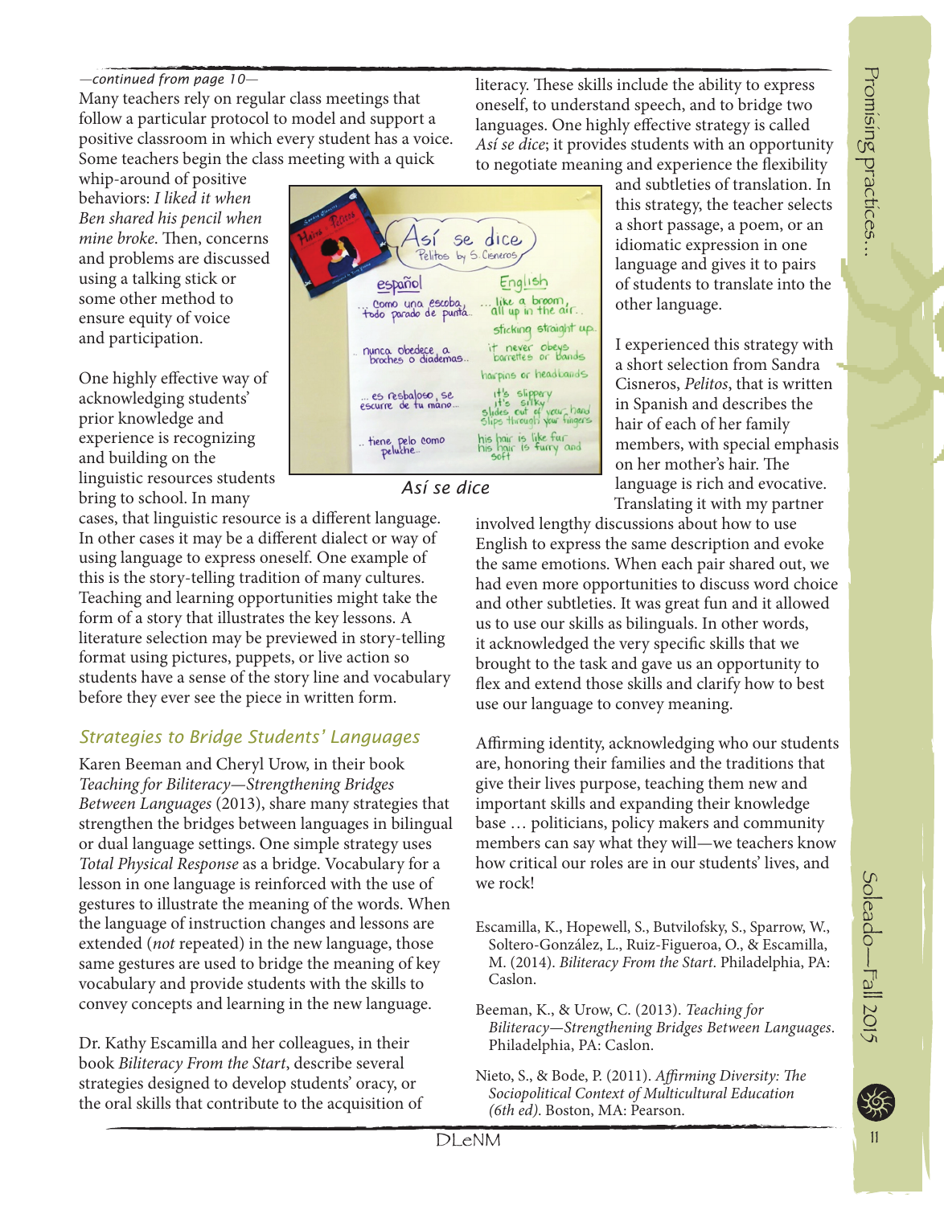—*continued from page 10*—

Many teachers rely on regular class meetings that follow a particular protocol to model and support a positive classroom in which every student has a voice. Some teachers begin the class meeting with a quick whip-around of positive behaviors: *I liked it when Ben shared his pencil when mine broke*. Then, concerns and problems are discussed using a talking stick or some other method to ensure equity of voice and participation.

One highly effective way of acknowledging students' prior knowledge and experience is recognizing and building on the linguistic resources students bring to school. In many cases, that linguistic resource is a different language. In other cases it may be a different dialect or way of using language to express oneself. One example of this is the story-telling tradition of many cultures. Teaching and learning opportunities might take the form of a story that illustrates the key lessons. A literature selection may be previewed in story-telling format using pictures, puppets, or live action so students have a sense of the story line and vocabulary before they ever see the piece in written form.

*Así se dice*

## Strategies to Bridge Students' Languages

Karen Beeman and Cheryl Urow, in their book *Teaching for Biliteracy—Strengthening Bridges Between Languages* (2013), share many strategies that strengthen the bridges between languages in bilingual or dual language settings. One simple strategy uses *Total Physical Response* as a bridge. Vocabulary for a lesson in one language is reinforced with the use of gestures to illustrate the meaning of the words. When the language of instruction changes and lessons are extended (*not* repeated) in the new language, those same gestures are used to bridge the meaning of key vocabulary and provide students with the skills to convey concepts and learning in the new language.

Dr. Kathy Escamilla and her colleagues, in their book *Biliteracy From the Start*, describe several strategies designed to develop students' oracy, or the oral skills that contribute to the acquisition of literacy. These skills include the ability to express oneself, to understand speech, and to bridge two languages. One highly effective strategy is called *Así se dice*; it provides students with an opportunity to negotiate meaning and experience the flexibility and subtleties of translation. In this strategy, the teacher selects a short passage, a poem, or an idiomatic expression in one language and gives it to pairs of students to translate into the other language.

I experienced this strategy with a short selection from Sandra Cisneros, *Pelitos*, that is written in Spanish and describes the hair of each of her family members, with special emphasis on her mother's hair. The language is rich and evocative. Translating it with my partner involved lengthy discussions about how to use English to express the same description and evoke the same emotions. When each pair shared out, we had even more opportunities to discuss word choice and other subtleties. It was great fun and it allowed us to use our skills as bilinguals. In other words, it acknowledged the very specific skills that we brought to the task and gave us an opportunity to flex and extend those skills and clarify how to best use our language to convey meaning.

Affirming identity, acknowledging who our students are, honoring their families and the traditions that give their lives purpose, teaching them new and important skills and expanding their knowledge base … politicians, policy makers and community members can say what they will—we teachers know how critical our roles are in our students' lives, and we rock!

Escamilla, K., Hopewell, S., Butvilofsky, S., Sparrow, W., Soltero-González, L., Ruiz-Figueroa, O., & Escamilla, M. (2014). *Biliteracy From the Start*. Philadelphia, PA: Caslon.

Beeman, K., & Urow, C. (2013). *Teaching for Biliteracy—Strengthening Bridges Between Languages*. Philadelphia, PA: Caslon.

Nieto, S., & Bode, P. (2011). *Affirming Diversity: The Sociopolitical Context of Multicultural Education (6th ed)*. Boston, MA: Pearson.